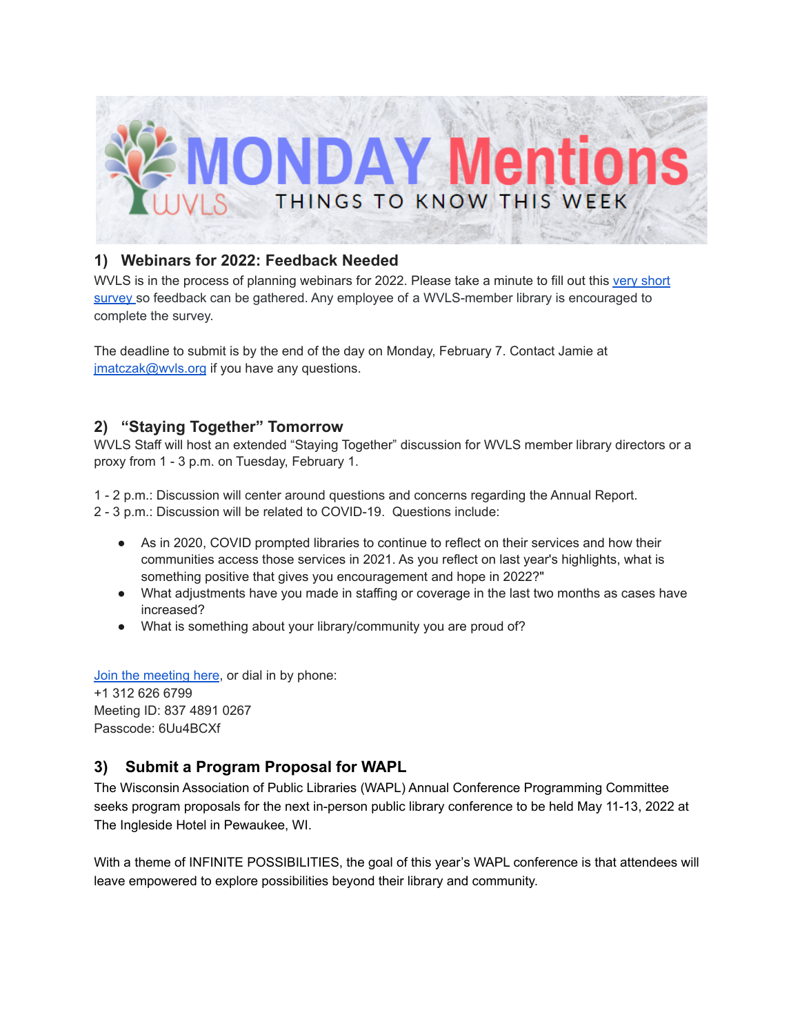# MONDAY Mentions

THINGS TO KNOW THIS WEEK

## 1) Webinars for 2022: Feedback Needed

WVLS is in the process of planning webinars for 2022. Please take a minute to fill out this very short survey so feedback can be gathered. Any employee of a WVLS-member library is encouraged to complete the survey.

The deadline to submit is by the end of the day on Monday, February 7. Contact Jamie at jmatczak@wvls.org if you have any questions.

## 2) "Staying Together" Tomorrow

WVLS Staff will host an extended "Staying Together" discussion for WVLS member library directors or a proxy from 1 - 3 p.m. on Tuesday, February 1.

1 - 2 p.m.: Discussion will center around questions and concerns regarding the Annual Report.
2 - 3 p.m.: Discussion will be related to COVID-19. Questions include:

- As in 2020, COVID prompted libraries to continue to reflect on their services and how their communities access those services in 2021. As you reflect on last year's highlights, what is something positive that gives you encouragement and hope in 2022?"
- What adjustments have you made in staffing or coverage in the last two months as cases have increased?
- What is something about your library/community you are proud of?

Join the meeting here, or dial in by phone:
+1 312 626 6799
Meeting ID: 837 4891 0267
Passcode: 6Uu4BCXf

## 3) Submit a Program Proposal for WAPL

The Wisconsin Association of Public Libraries (WAPL) Annual Conference Programming Committee seeks program proposals for the next in-person public library conference to be held May 11-13, 2022 at The Ingleside Hotel in Pewaukee, WI.

With a theme of INFINITE POSSIBILITIES, the goal of this year's WAPL conference is that attendees will leave empowered to explore possibilities beyond their library and community.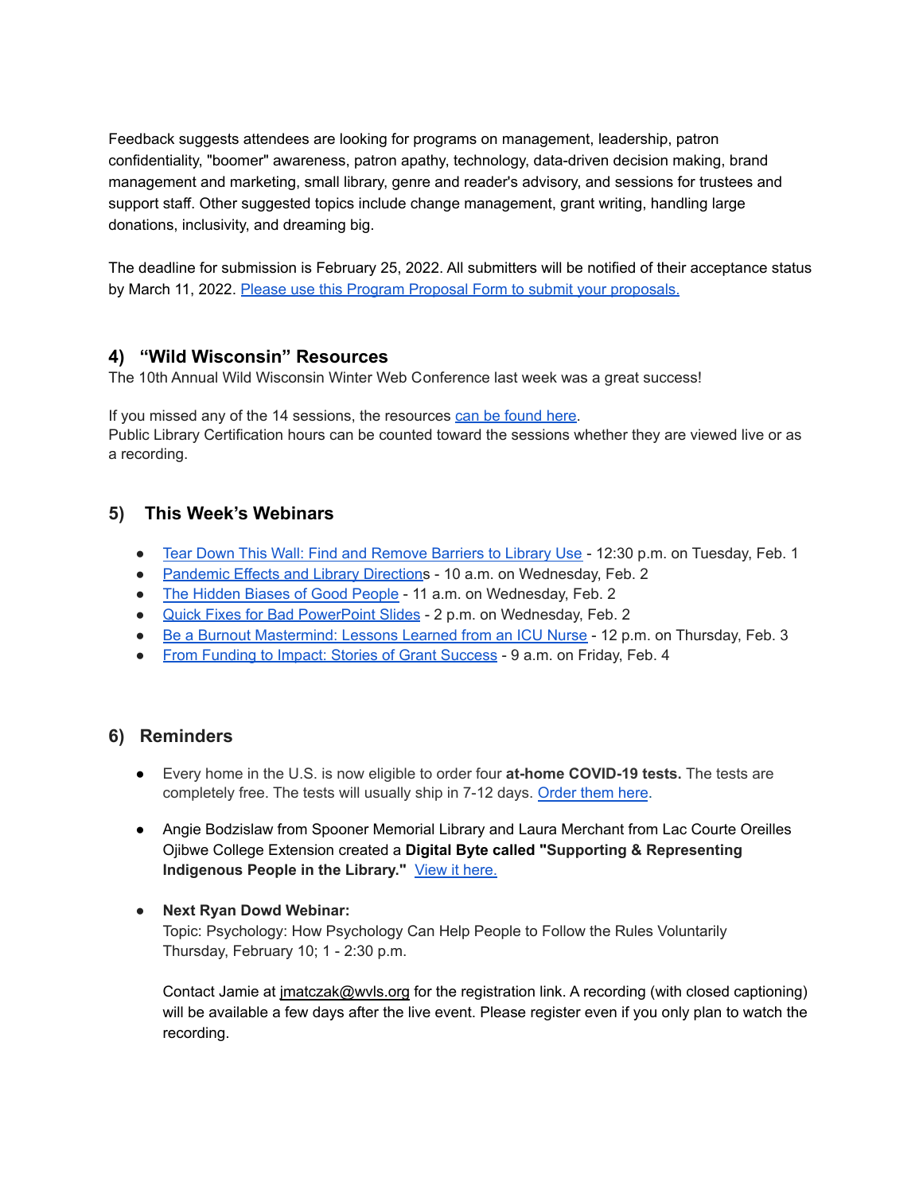Feedback suggests attendees are looking for programs on management, leadership, patron confidentiality, "boomer" awareness, patron apathy, technology, data-driven decision making, brand management and marketing, small library, genre and reader's advisory, and sessions for trustees and support staff. Other suggested topics include change management, grant writing, handling large donations, inclusivity, and dreaming big.

The deadline for submission is February 25, 2022. All submitters will be notified of their acceptance status by March 11, 2022. Please use this Program Proposal Form to submit your proposals.

## 4) "Wild Wisconsin" Resources

The 10th Annual Wild Wisconsin Winter Web Conference last week was a great success!

If you missed any of the 14 sessions, the resources can be found here.
Public Library Certification hours can be counted toward the sessions whether they are viewed live or as a recording.

## 5) This Week's Webinars

- Tear Down This Wall: Find and Remove Barriers to Library Use - 12:30 p.m. on Tuesday, Feb. 1
- Pandemic Effects and Library Directions - 10 a.m. on Wednesday, Feb. 2
- The Hidden Biases of Good People - 11 a.m. on Wednesday, Feb. 2
- Quick Fixes for Bad PowerPoint Slides - 2 p.m. on Wednesday, Feb. 2
- Be a Burnout Mastermind: Lessons Learned from an ICU Nurse - 12 p.m. on Thursday, Feb. 3
- From Funding to Impact: Stories of Grant Success - 9 a.m. on Friday, Feb. 4

## 6) Reminders

- Every home in the U.S. is now eligible to order four **at-home COVID-19 tests.** The tests are completely free. The tests will usually ship in 7-12 days. Order them here.

- Angie Bodzislaw from Spooner Memorial Library and Laura Merchant from Lac Courte Oreilles Ojibwe College Extension created a **Digital Byte called "Supporting & Representing Indigenous People in the Library."** View it here.

- **Next Ryan Dowd Webinar:**
  Topic: Psychology: How Psychology Can Help People to Follow the Rules Voluntarily
  Thursday, February 10; 1 - 2:30 p.m.

  Contact Jamie at jmatczak@wvls.org for the registration link. A recording (with closed captioning) will be available a few days after the live event. Please register even if you only plan to watch the recording.